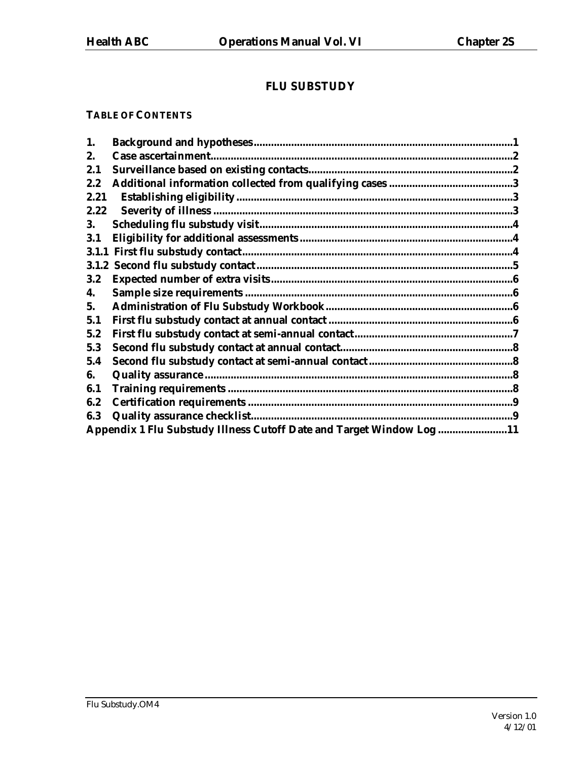# FLU SUBSTUDY

**TABLE OF CONTENTS**

| | | |
|---|---|---|
| 1. | Background and hypotheses | 1 |
| 2. | Case ascertainment | 2 |
| 2.1 | Surveillance based on existing contacts | 2 |
| 2.2 | Additional information collected from qualifying cases | 3 |
| 2.21 | Establishing eligibility | 3 |
| 2.22 | Severity of illness | 3 |
| 3. | Scheduling flu substudy visit | 4 |
| 3.1 | Eligibility for additional assessments | 4 |
| 3.1.1 | First flu substudy contact | 4 |
| 3.1.2 | Second flu substudy contact | 5 |
| 3.2 | Expected number of extra visits | 6 |
| 4. | Sample size requirements | 6 |
| 5. | Administration of Flu Substudy Workbook | 6 |
| 5.1 | First flu substudy contact at annual contact | 6 |
| 5.2 | First flu substudy contact at semi-annual contact | 7 |
| 5.3 | Second flu substudy contact at annual contact | 8 |
| 5.4 | Second flu substudy contact at semi-annual contact | 8 |
| 6. | Quality assurance | 8 |
| 6.1 | Training requirements | 8 |
| 6.2 | Certification requirements | 9 |
| 6.3 | Quality assurance checklist | 9 |
| | Appendix 1 Flu Substudy Illness Cutoff Date and Target Window Log | 11 |

Flu Substudy.OM4

Version 1.0
4/12/01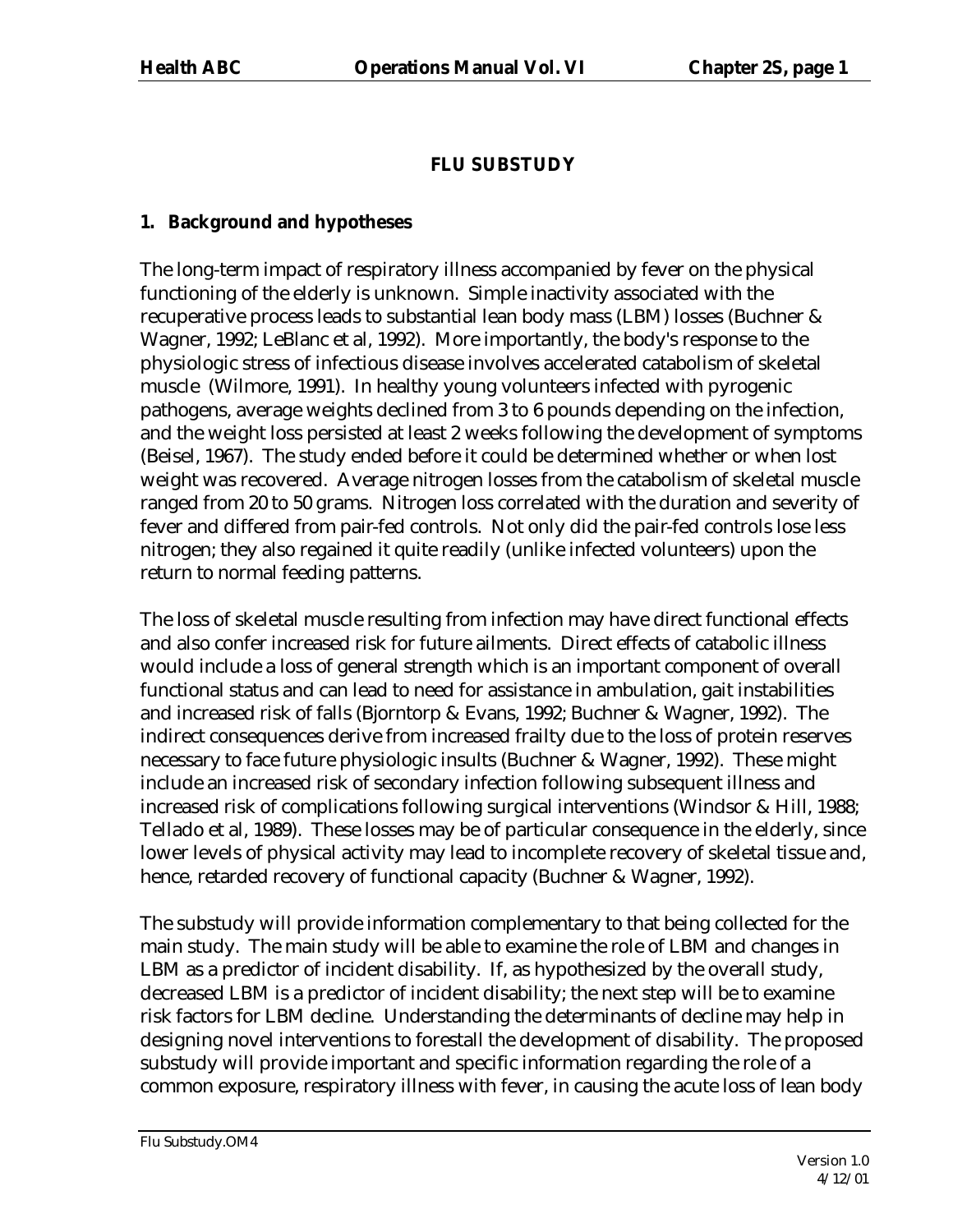## FLU SUBSTUDY

### 1. Background and hypotheses

The long-term impact of respiratory illness accompanied by fever on the physical functioning of the elderly is unknown. Simple inactivity associated with the recuperative process leads to substantial lean body mass (LBM) losses (Buchner & Wagner, 1992; LeBlanc et al, 1992). More importantly, the body's response to the physiologic stress of infectious disease involves accelerated catabolism of skeletal muscle (Wilmore, 1991). In healthy young volunteers infected with pyrogenic pathogens, average weights declined from 3 to 6 pounds depending on the infection, and the weight loss persisted at least 2 weeks following the development of symptoms (Beisel, 1967). The study ended before it could be determined whether or when lost weight was recovered. Average nitrogen losses from the catabolism of skeletal muscle ranged from 20 to 50 grams. Nitrogen loss correlated with the duration and severity of fever and differed from pair-fed controls. Not only did the pair-fed controls lose less nitrogen; they also regained it quite readily (unlike infected volunteers) upon the return to normal feeding patterns.

The loss of skeletal muscle resulting from infection may have direct functional effects and also confer increased risk for future ailments. Direct effects of catabolic illness would include a loss of general strength which is an important component of overall functional status and can lead to need for assistance in ambulation, gait instabilities and increased risk of falls (Bjorntorp & Evans, 1992; Buchner & Wagner, 1992). The indirect consequences derive from increased frailty due to the loss of protein reserves necessary to face future physiologic insults (Buchner & Wagner, 1992). These might include an increased risk of secondary infection following subsequent illness and increased risk of complications following surgical interventions (Windsor & Hill, 1988; Tellado et al, 1989). These losses may be of particular consequence in the elderly, since lower levels of physical activity may lead to incomplete recovery of skeletal tissue and, hence, retarded recovery of functional capacity (Buchner & Wagner, 1992).

The substudy will provide information complementary to that being collected for the main study. The main study will be able to examine the role of LBM and changes in LBM as a predictor of incident disability. If, as hypothesized by the overall study, decreased LBM is a predictor of incident disability; the next step will be to examine risk factors for LBM decline. Understanding the determinants of decline may help in designing novel interventions to forestall the development of disability. The proposed substudy will provide important and specific information regarding the role of a common exposure, respiratory illness with fever, in causing the acute loss of lean body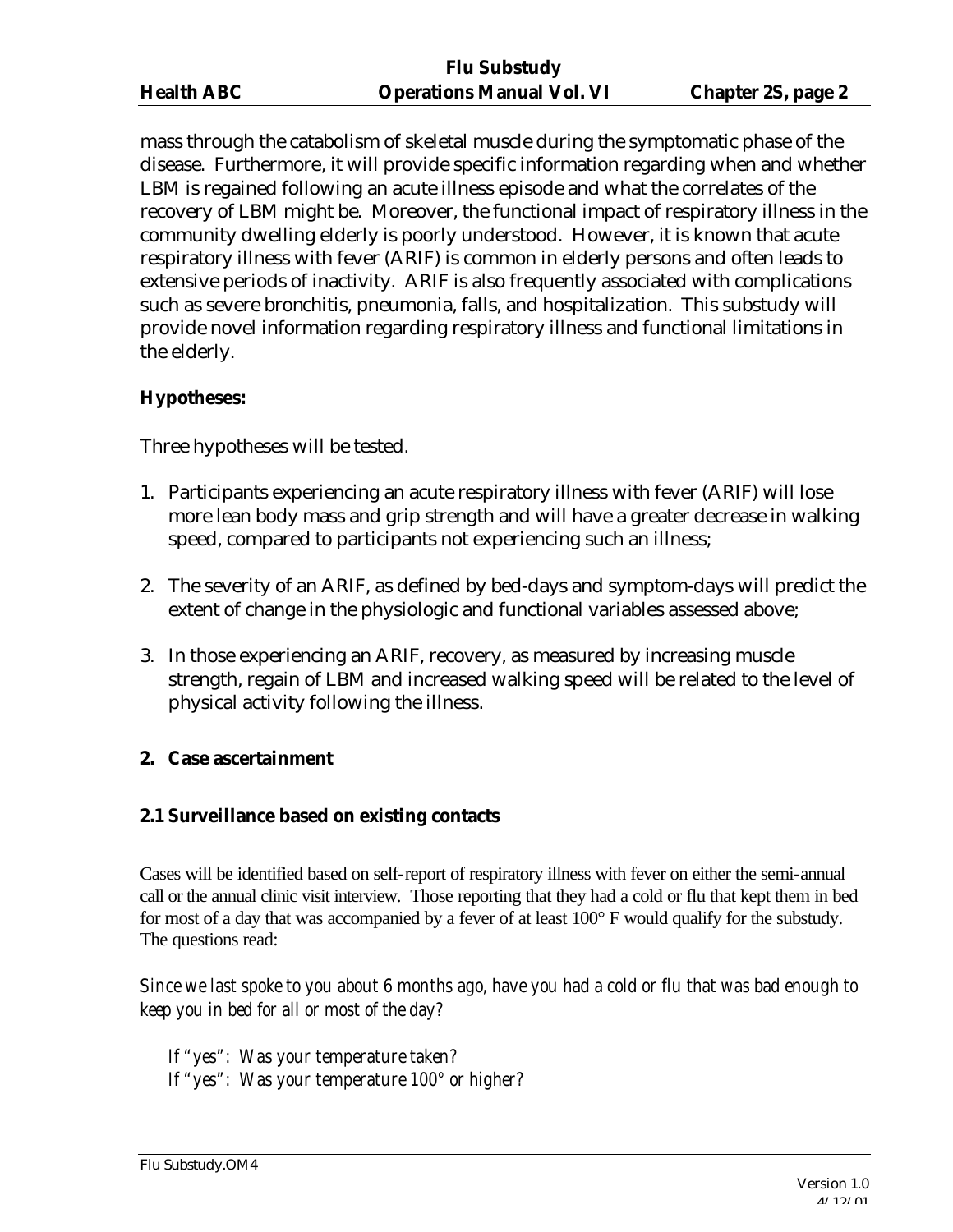mass through the catabolism of skeletal muscle during the symptomatic phase of the disease. Furthermore, it will provide specific information regarding when and whether LBM is regained following an acute illness episode and what the correlates of the recovery of LBM might be. Moreover, the functional impact of respiratory illness in the community dwelling elderly is poorly understood. However, it is known that acute respiratory illness with fever (ARIF) is common in elderly persons and often leads to extensive periods of inactivity. ARIF is also frequently associated with complications such as severe bronchitis, pneumonia, falls, and hospitalization. This substudy will provide novel information regarding respiratory illness and functional limitations in the elderly.

**Hypotheses:**

Three hypotheses will be tested.

1. Participants experiencing an acute respiratory illness with fever (ARIF) will lose more lean body mass and grip strength and will have a greater decrease in walking speed, compared to participants not experiencing such an illness;

2. The severity of an ARIF, as defined by bed-days and symptom-days will predict the extent of change in the physiologic and functional variables assessed above;

3. In those experiencing an ARIF, recovery, as measured by increasing muscle strength, regain of LBM and increased walking speed will be related to the level of physical activity following the illness.

## 2. Case ascertainment

### 2.1 Surveillance based on existing contacts

Cases will be identified based on self-report of respiratory illness with fever on either the semi-annual call or the annual clinic visit interview. Those reporting that they had a cold or flu that kept them in bed for most of a day that was accompanied by a fever of at least 100° F would qualify for the substudy. The questions read:

*Since we last spoke to you about 6 months ago, have you had a cold or flu that was bad enough to keep you in bed for all or most of the day?*

*If "yes": Was your temperature taken?*
*If "yes": Was your temperature 100° or higher?*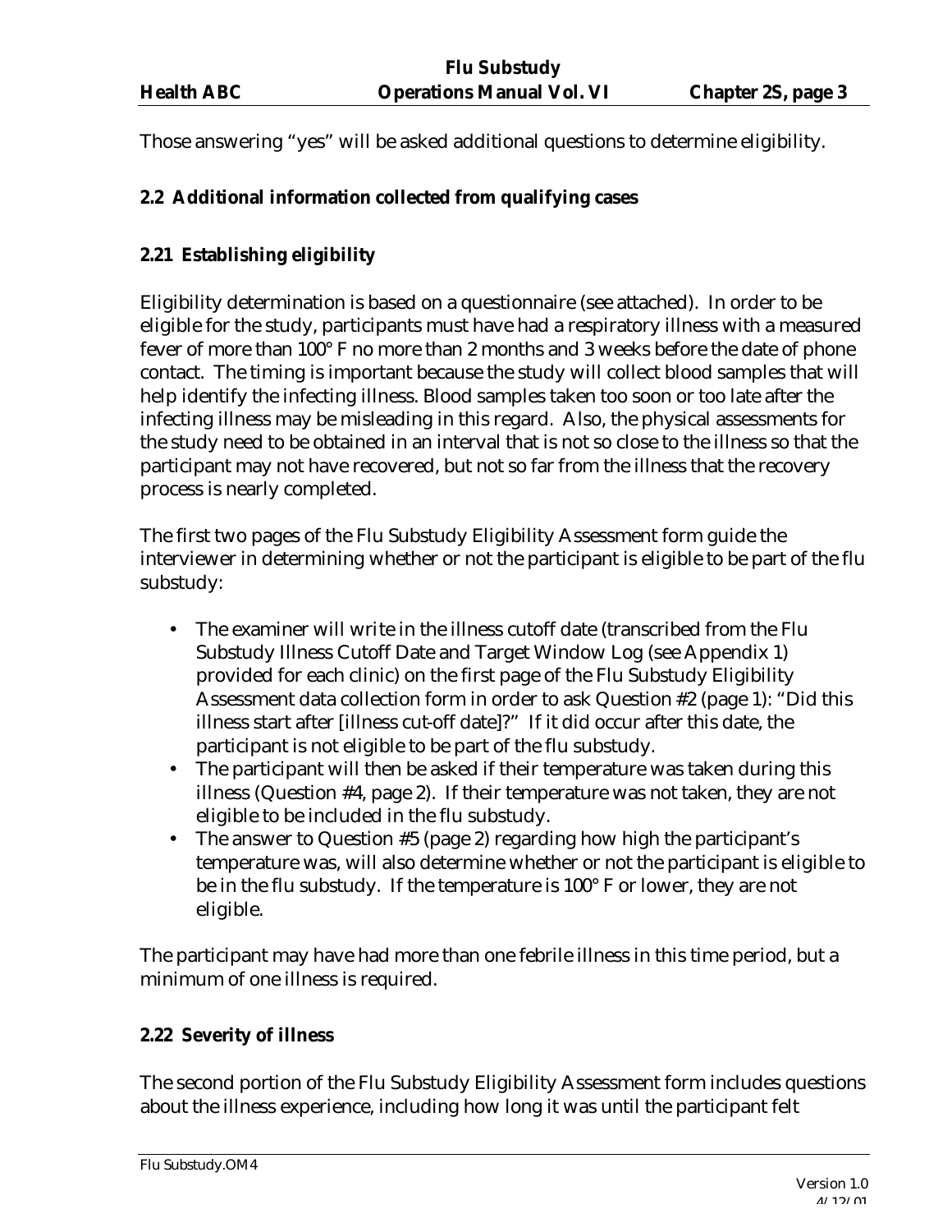Those answering "yes" will be asked additional questions to determine eligibility.

### 2.2 Additional information collected from qualifying cases

#### 2.21 Establishing eligibility

Eligibility determination is based on a questionnaire (see attached). In order to be eligible for the study, participants must have had a respiratory illness with a measured fever of more than 100° F no more than 2 months and 3 weeks before the date of phone contact. The timing is important because the study will collect blood samples that will help identify the infecting illness. Blood samples taken too soon or too late after the infecting illness may be misleading in this regard. Also, the physical assessments for the study need to be obtained in an interval that is not so close to the illness so that the participant may not have recovered, but not so far from the illness that the recovery process is nearly completed.

The first two pages of the Flu Substudy Eligibility Assessment form guide the interviewer in determining whether or not the participant is eligible to be part of the flu substudy:

- The examiner will write in the illness cutoff date (transcribed from the Flu Substudy Illness Cutoff Date and Target Window Log (see Appendix 1) provided for each clinic) on the first page of the Flu Substudy Eligibility Assessment data collection form in order to ask Question #2 (page 1): "Did this illness start after [illness cut-off date]?" If it did occur after this date, the participant is not eligible to be part of the flu substudy.
- The participant will then be asked if their temperature was taken during this illness (Question #4, page 2). If their temperature was not taken, they are not eligible to be included in the flu substudy.
- The answer to Question #5 (page 2) regarding how high the participant's temperature was, will also determine whether or not the participant is eligible to be in the flu substudy. If the temperature is 100° F or lower, they are not eligible.

The participant may have had more than one febrile illness in this time period, but a minimum of one illness is required.

#### 2.22 Severity of illness

The second portion of the Flu Substudy Eligibility Assessment form includes questions about the illness experience, including how long it was until the participant felt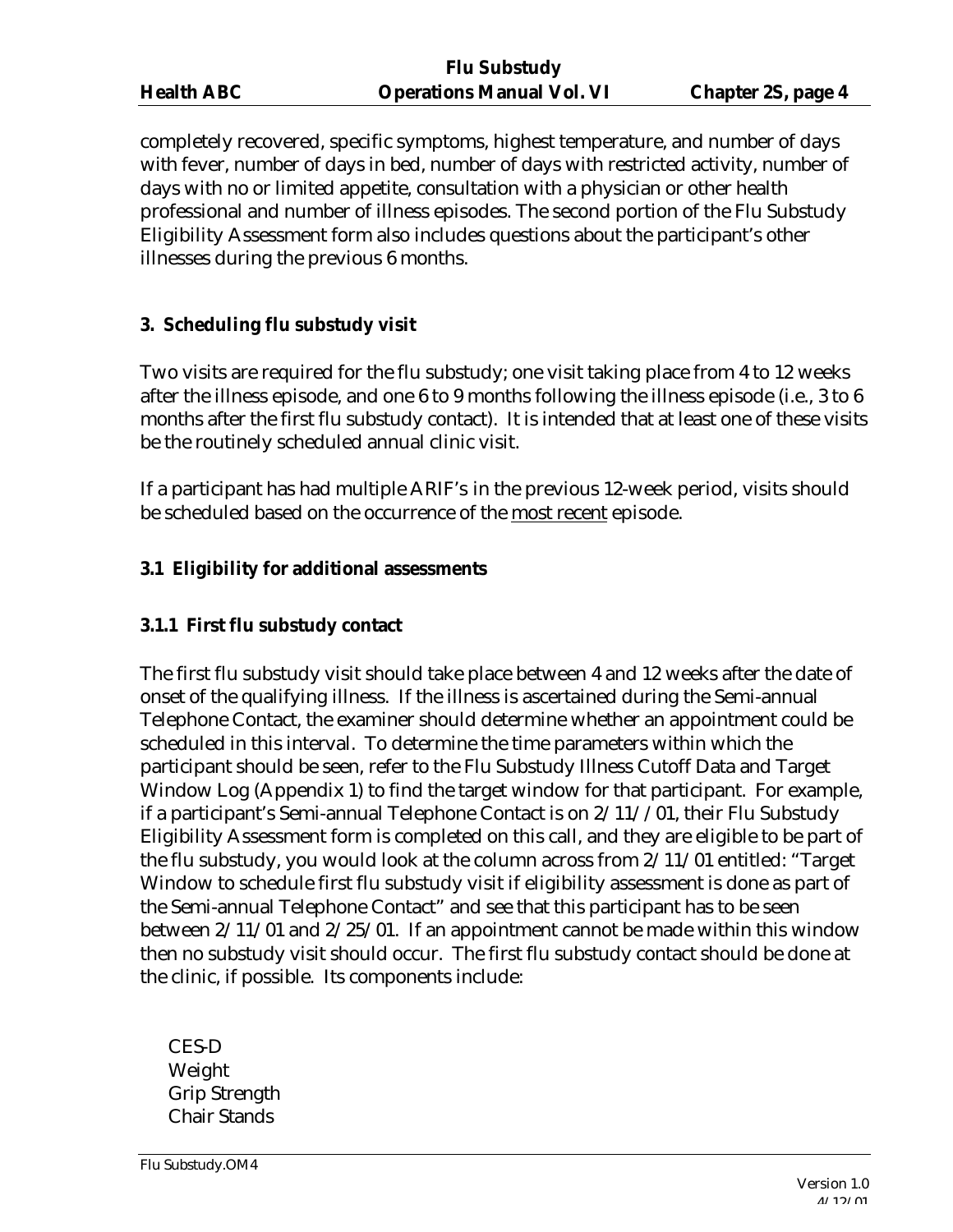completely recovered, specific symptoms, highest temperature, and number of days with fever, number of days in bed, number of days with restricted activity, number of days with no or limited appetite, consultation with a physician or other health professional and number of illness episodes. The second portion of the Flu Substudy Eligibility Assessment form also includes questions about the participant's other illnesses during the previous 6 months.

## 3. Scheduling flu substudy visit

Two visits are required for the flu substudy; one visit taking place from 4 to 12 weeks after the illness episode, and one 6 to 9 months following the illness episode (i.e., 3 to 6 months after the first flu substudy contact). It is intended that at least one of these visits be the routinely scheduled annual clinic visit.

If a participant has had multiple ARIF's in the previous 12-week period, visits should be scheduled based on the occurrence of the <u>most recent</u> episode.

### 3.1 Eligibility for additional assessments

#### 3.1.1 First flu substudy contact

The first flu substudy visit should take place between 4 and 12 weeks after the date of onset of the qualifying illness. If the illness is ascertained during the Semi-annual Telephone Contact, the examiner should determine whether an appointment could be scheduled in this interval. To determine the time parameters within which the participant should be seen, refer to the Flu Substudy Illness Cutoff Data and Target Window Log (Appendix 1) to find the target window for that participant. For example, if a participant's Semi-annual Telephone Contact is on 2/11//01, their Flu Substudy Eligibility Assessment form is completed on this call, and they are eligible to be part of the flu substudy, you would look at the column across from 2/11/01 entitled: "Target Window to schedule first flu substudy visit if eligibility assessment is done as part of the Semi-annual Telephone Contact" and see that this participant has to be seen between 2/11/01 and 2/25/01. If an appointment cannot be made within this window then no substudy visit should occur. The first flu substudy contact should be done at the clinic, if possible. Its components include:

CES-D
Weight
Grip Strength
Chair Stands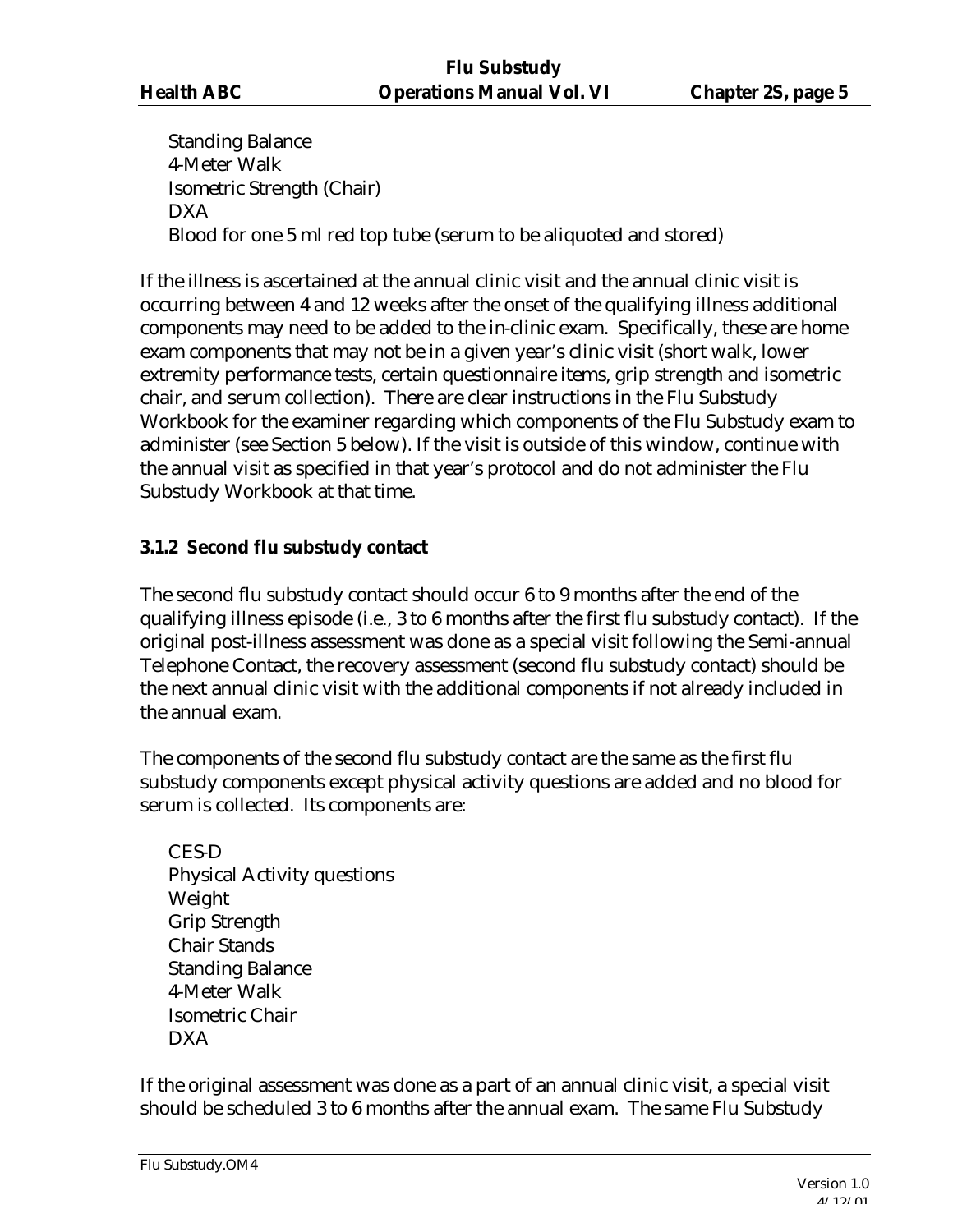Standing Balance
4-Meter Walk
Isometric Strength (Chair)
DXA
Blood for one 5 ml red top tube (serum to be aliquoted and stored)

If the illness is ascertained at the annual clinic visit and the annual clinic visit is occurring between 4 and 12 weeks after the onset of the qualifying illness additional components may need to be added to the in-clinic exam. Specifically, these are home exam components that may not be in a given year's clinic visit (short walk, lower extremity performance tests, certain questionnaire items, grip strength and isometric chair, and serum collection). There are clear instructions in the Flu Substudy Workbook for the examiner regarding which components of the Flu Substudy exam to administer (see Section 5 below). If the visit is outside of this window, continue with the annual visit as specified in that year's protocol and do not administer the Flu Substudy Workbook at that time.

### 3.1.2 Second flu substudy contact

The second flu substudy contact should occur 6 to 9 months after the end of the qualifying illness episode (i.e., 3 to 6 months after the first flu substudy contact). If the original post-illness assessment was done as a special visit following the Semi-annual Telephone Contact, the recovery assessment (second flu substudy contact) should be the next annual clinic visit with the additional components if not already included in the annual exam.

The components of the second flu substudy contact are the same as the first flu substudy components except physical activity questions are added and no blood for serum is collected. Its components are:

CES-D
Physical Activity questions
Weight
Grip Strength
Chair Stands
Standing Balance
4-Meter Walk
Isometric Chair
DXA

If the original assessment was done as a part of an annual clinic visit, a special visit should be scheduled 3 to 6 months after the annual exam. The same Flu Substudy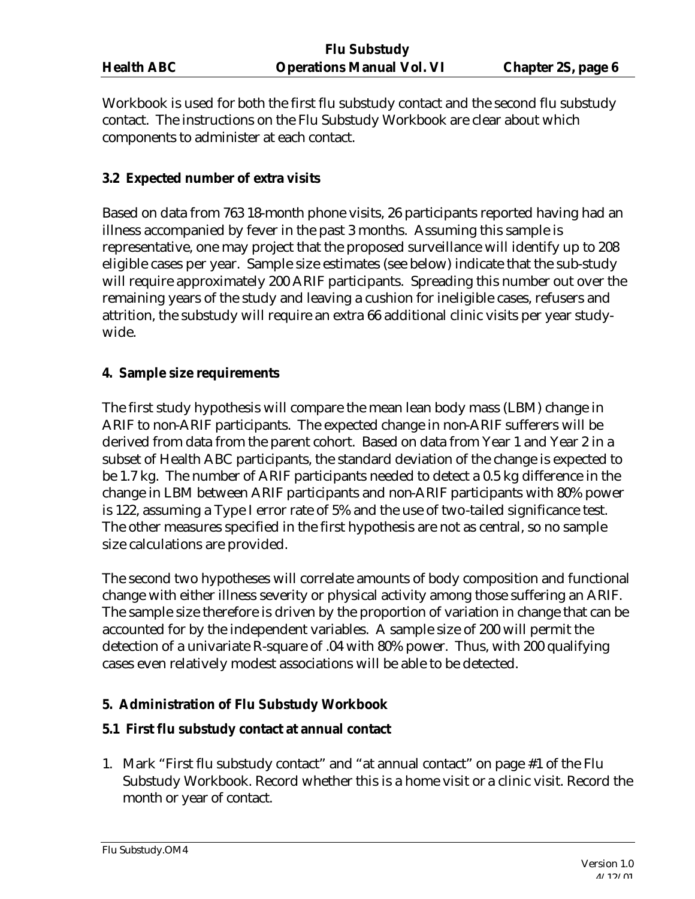Workbook is used for both the first flu substudy contact and the second flu substudy contact. The instructions on the Flu Substudy Workbook are clear about which components to administer at each contact.

### 3.2 Expected number of extra visits

Based on data from 763 18-month phone visits, 26 participants reported having had an illness accompanied by fever in the past 3 months. Assuming this sample is representative, one may project that the proposed surveillance will identify up to 208 eligible cases per year. Sample size estimates (see below) indicate that the sub-study will require approximately 200 ARIF participants. Spreading this number out over the remaining years of the study and leaving a cushion for ineligible cases, refusers and attrition, the substudy will require an extra 66 additional clinic visits per year study-wide.

## 4. Sample size requirements

The first study hypothesis will compare the mean lean body mass (LBM) change in ARIF to non-ARIF participants. The expected change in non-ARIF sufferers will be derived from data from the parent cohort. Based on data from Year 1 and Year 2 in a subset of Health ABC participants, the standard deviation of the change is expected to be 1.7 kg. The number of ARIF participants needed to detect a 0.5 kg difference in the change in LBM between ARIF participants and non-ARIF participants with 80% power is 122, assuming a Type I error rate of 5% and the use of two-tailed significance test. The other measures specified in the first hypothesis are not as central, so no sample size calculations are provided.

The second two hypotheses will correlate amounts of body composition and functional change with either illness severity or physical activity among those suffering an ARIF. The sample size therefore is driven by the proportion of variation in change that can be accounted for by the independent variables. A sample size of 200 will permit the detection of a univariate R-square of .04 with 80% power. Thus, with 200 qualifying cases even relatively modest associations will be able to be detected.

## 5. Administration of Flu Substudy Workbook

### 5.1 First flu substudy contact at annual contact

1. Mark "First flu substudy contact" and "at annual contact" on page #1 of the Flu Substudy Workbook. Record whether this is a home visit or a clinic visit. Record the month or year of contact.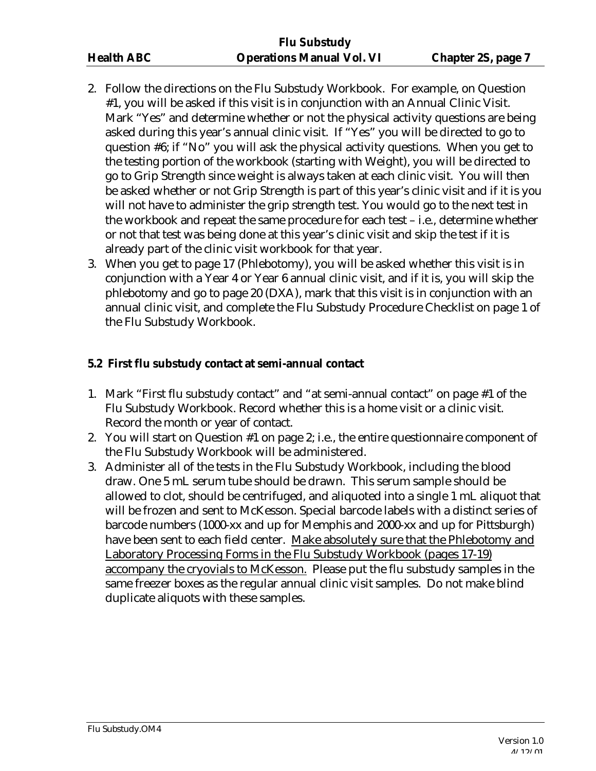2. Follow the directions on the Flu Substudy Workbook. For example, on Question #1, you will be asked if this visit is in conjunction with an Annual Clinic Visit. Mark "Yes" and determine whether or not the physical activity questions are being asked during this year's annual clinic visit. If "Yes" you will be directed to go to question #6; if "No" you will ask the physical activity questions. When you get to the testing portion of the workbook (starting with Weight), you will be directed to go to Grip Strength since weight is always taken at each clinic visit. You will then be asked whether or not Grip Strength is part of this year's clinic visit and if it is you will not have to administer the grip strength test. You would go to the next test in the workbook and repeat the same procedure for each test – i.e., determine whether or not that test was being done at this year's clinic visit and skip the test if it is already part of the clinic visit workbook for that year.
3. When you get to page 17 (Phlebotomy), you will be asked whether this visit is in conjunction with a Year 4 or Year 6 annual clinic visit, and if it is, you will skip the phlebotomy and go to page 20 (DXA), mark that this visit is in conjunction with an annual clinic visit, and complete the Flu Substudy Procedure Checklist on page 1 of the Flu Substudy Workbook.

### 5.2 First flu substudy contact at semi-annual contact

1. Mark "First flu substudy contact" and "at semi-annual contact" on page #1 of the Flu Substudy Workbook. Record whether this is a home visit or a clinic visit. Record the month or year of contact.
2. You will start on Question #1 on page 2; i.e., the entire questionnaire component of the Flu Substudy Workbook will be administered.
3. Administer all of the tests in the Flu Substudy Workbook, including the blood draw. One 5 mL serum tube should be drawn. This serum sample should be allowed to clot, should be centrifuged, and aliquoted into a single 1 mL aliquot that will be frozen and sent to McKesson. Special barcode labels with a distinct series of barcode numbers (1000-xx and up for Memphis and 2000-xx and up for Pittsburgh) have been sent to each field center. Make absolutely sure that the Phlebotomy and Laboratory Processing Forms in the Flu Substudy Workbook (pages 17-19) accompany the cryovials to McKesson. Please put the flu substudy samples in the same freezer boxes as the regular annual clinic visit samples. Do not make blind duplicate aliquots with these samples.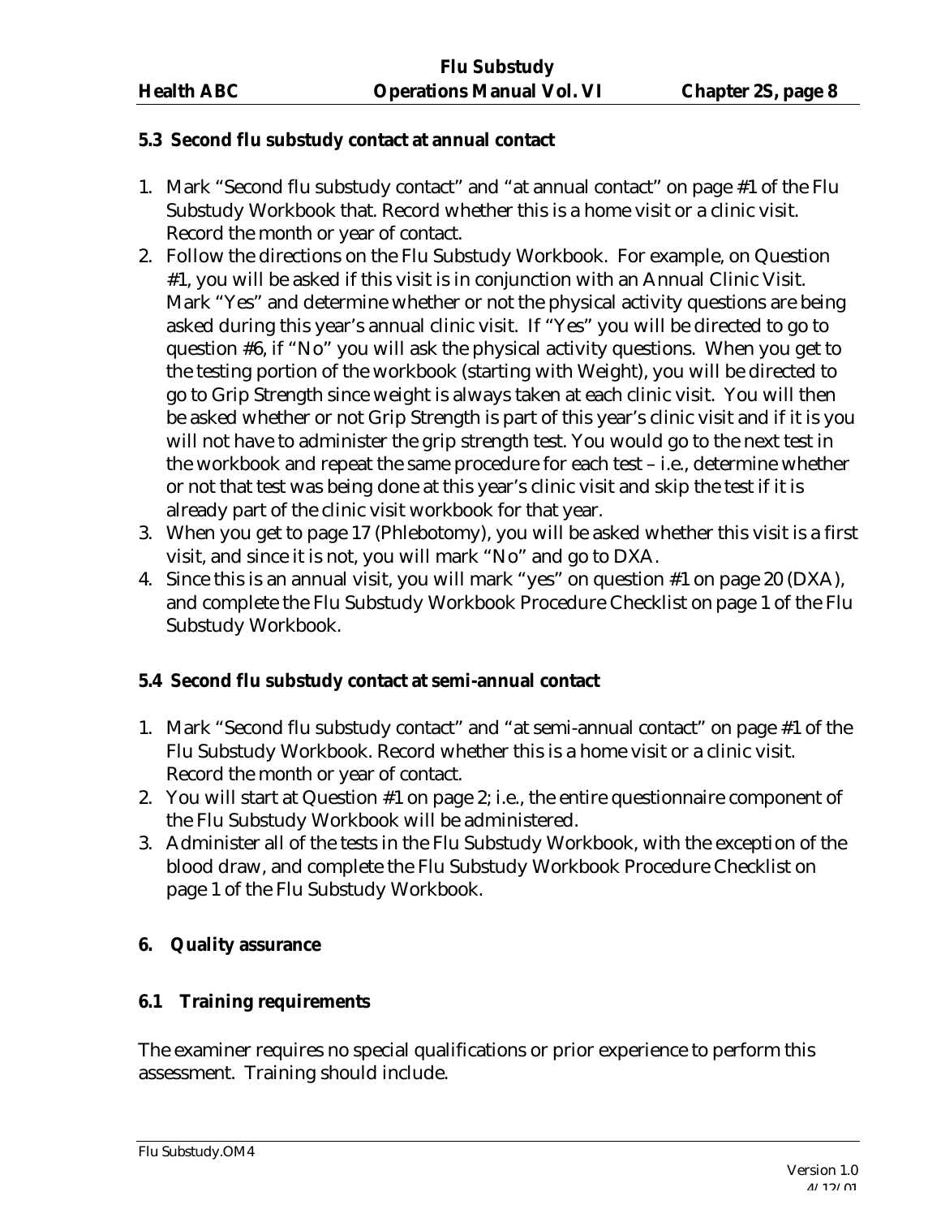### 5.3 Second flu substudy contact at annual contact

1. Mark "Second flu substudy contact" and "at annual contact" on page #1 of the Flu Substudy Workbook that. Record whether this is a home visit or a clinic visit. Record the month or year of contact.
2. Follow the directions on the Flu Substudy Workbook. For example, on Question #1, you will be asked if this visit is in conjunction with an Annual Clinic Visit. Mark "Yes" and determine whether or not the physical activity questions are being asked during this year's annual clinic visit. If "Yes" you will be directed to go to question #6, if "No" you will ask the physical activity questions. When you get to the testing portion of the workbook (starting with Weight), you will be directed to go to Grip Strength since weight is always taken at each clinic visit. You will then be asked whether or not Grip Strength is part of this year's clinic visit and if it is you will not have to administer the grip strength test. You would go to the next test in the workbook and repeat the same procedure for each test – i.e., determine whether or not that test was being done at this year's clinic visit and skip the test if it is already part of the clinic visit workbook for that year.
3. When you get to page 17 (Phlebotomy), you will be asked whether this visit is a first visit, and since it is not, you will mark "No" and go to DXA.
4. Since this is an annual visit, you will mark "yes" on question #1 on page 20 (DXA), and complete the Flu Substudy Workbook Procedure Checklist on page 1 of the Flu Substudy Workbook.

### 5.4 Second flu substudy contact at semi-annual contact

1. Mark "Second flu substudy contact" and "at semi-annual contact" on page #1 of the Flu Substudy Workbook. Record whether this is a home visit or a clinic visit. Record the month or year of contact.
2. You will start at Question #1 on page 2; i.e., the entire questionnaire component of the Flu Substudy Workbook will be administered.
3. Administer all of the tests in the Flu Substudy Workbook, with the exception of the blood draw, and complete the Flu Substudy Workbook Procedure Checklist on page 1 of the Flu Substudy Workbook.

## 6. Quality assurance

### 6.1 Training requirements

The examiner requires no special qualifications or prior experience to perform this assessment. Training should include.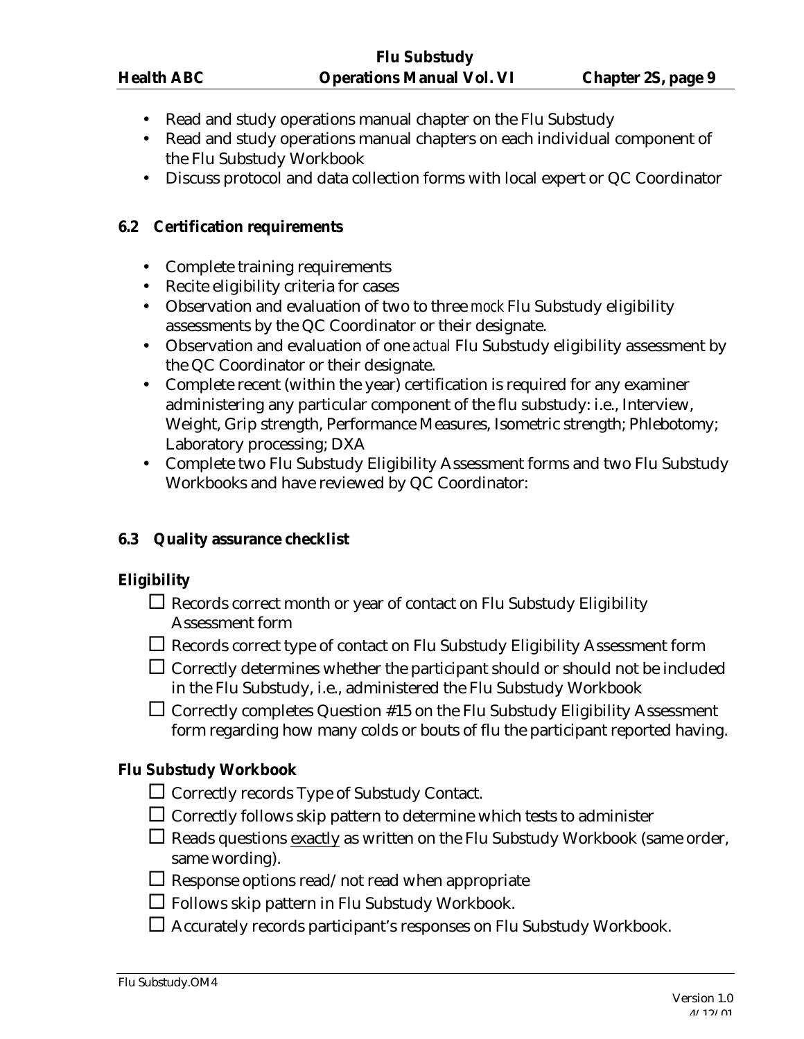- Read and study operations manual chapter on the Flu Substudy
- Read and study operations manual chapters on each individual component of the Flu Substudy Workbook
- Discuss protocol and data collection forms with local expert or QC Coordinator

### 6.2 Certification requirements

- Complete training requirements
- Recite eligibility criteria for cases
- Observation and evaluation of two to three *mock* Flu Substudy eligibility assessments by the QC Coordinator or their designate.
- Observation and evaluation of one *actual* Flu Substudy eligibility assessment by the QC Coordinator or their designate.
- Complete recent (within the year) certification is required for any examiner administering any particular component of the flu substudy: i.e., Interview, Weight, Grip strength, Performance Measures, Isometric strength; Phlebotomy; Laboratory processing; DXA
- Complete two Flu Substudy Eligibility Assessment forms and two Flu Substudy Workbooks and have reviewed by QC Coordinator:

### 6.3 Quality assurance checklist

**Eligibility**

- ☐ Records correct month or year of contact on Flu Substudy Eligibility Assessment form
- ☐ Records correct type of contact on Flu Substudy Eligibility Assessment form
- ☐ Correctly determines whether the participant should or should not be included in the Flu Substudy, i.e., administered the Flu Substudy Workbook
- ☐ Correctly completes Question #15 on the Flu Substudy Eligibility Assessment form regarding how many colds or bouts of flu the participant reported having.

**Flu Substudy Workbook**

- ☐ Correctly records Type of Substudy Contact.
- ☐ Correctly follows skip pattern to determine which tests to administer
- ☐ Reads questions <u>exactly</u> as written on the Flu Substudy Workbook (same order, same wording).
- ☐ Response options read/not read when appropriate
- ☐ Follows skip pattern in Flu Substudy Workbook.
- ☐ Accurately records participant's responses on Flu Substudy Workbook.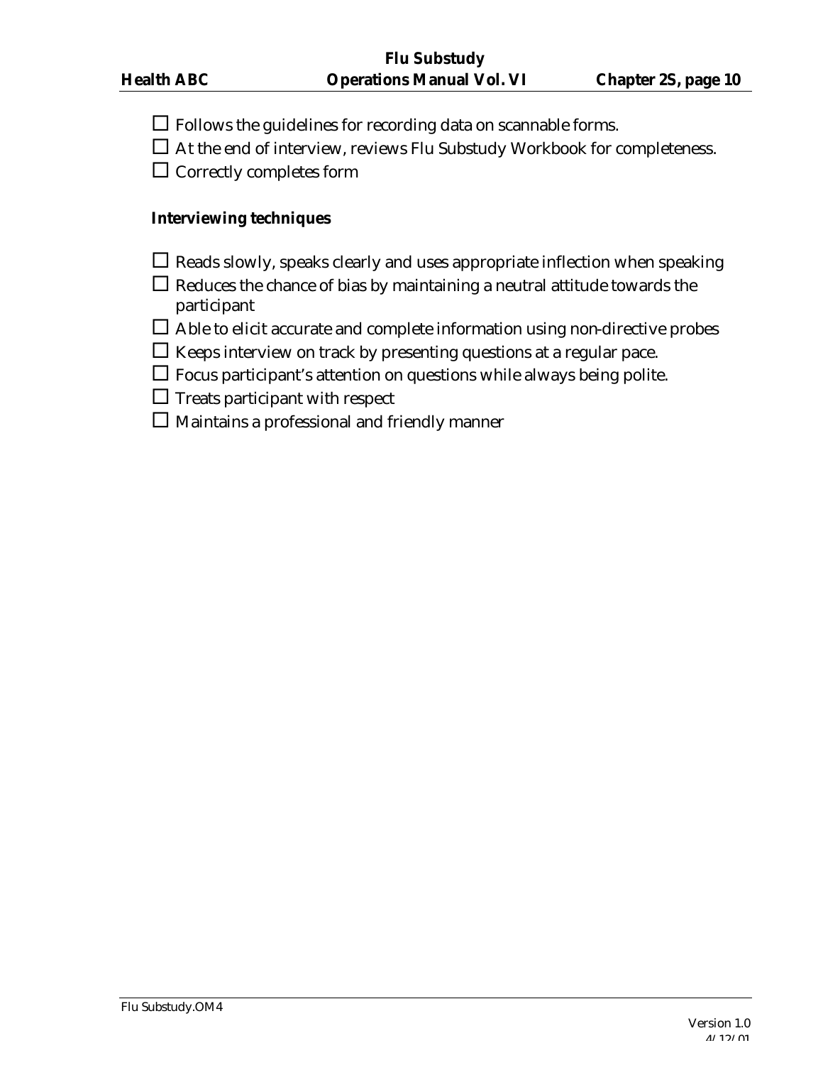- ☐ Follows the guidelines for recording data on scannable forms.
- ☐ At the end of interview, reviews Flu Substudy Workbook for completeness.
- ☐ Correctly completes form

**Interviewing techniques**

- ☐ Reads slowly, speaks clearly and uses appropriate inflection when speaking
- ☐ Reduces the chance of bias by maintaining a neutral attitude towards the participant
- ☐ Able to elicit accurate and complete information using non-directive probes
- ☐ Keeps interview on track by presenting questions at a regular pace.
- ☐ Focus participant's attention on questions while always being polite.
- ☐ Treats participant with respect
- ☐ Maintains a professional and friendly manner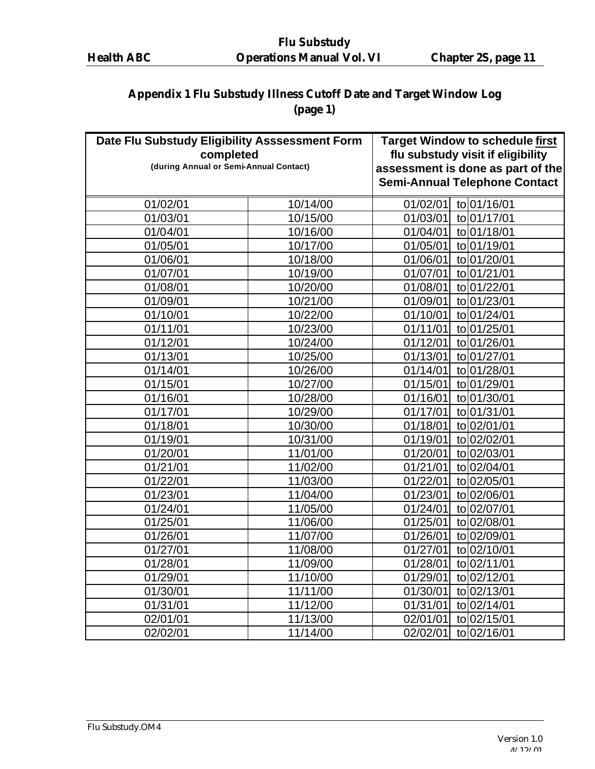## Appendix 1 Flu Substudy Illness Cutoff Date and Target Window Log (page 1)

| Date Flu Substudy Eligibility Asssessment Form completed (during Annual or Semi-Annual Contact) | | Target Window to schedule first flu substudy visit if eligibility assessment is done as part of the Semi-Annual Telephone Contact | | |
|---|---|---|---|---|
| 01/02/01 | 10/14/00 | 01/02/01 | to | 01/16/01 |
| 01/03/01 | 10/15/00 | 01/03/01 | to | 01/17/01 |
| 01/04/01 | 10/16/00 | 01/04/01 | to | 01/18/01 |
| 01/05/01 | 10/17/00 | 01/05/01 | to | 01/19/01 |
| 01/06/01 | 10/18/00 | 01/06/01 | to | 01/20/01 |
| 01/07/01 | 10/19/00 | 01/07/01 | to | 01/21/01 |
| 01/08/01 | 10/20/00 | 01/08/01 | to | 01/22/01 |
| 01/09/01 | 10/21/00 | 01/09/01 | to | 01/23/01 |
| 01/10/01 | 10/22/00 | 01/10/01 | to | 01/24/01 |
| 01/11/01 | 10/23/00 | 01/11/01 | to | 01/25/01 |
| 01/12/01 | 10/24/00 | 01/12/01 | to | 01/26/01 |
| 01/13/01 | 10/25/00 | 01/13/01 | to | 01/27/01 |
| 01/14/01 | 10/26/00 | 01/14/01 | to | 01/28/01 |
| 01/15/01 | 10/27/00 | 01/15/01 | to | 01/29/01 |
| 01/16/01 | 10/28/00 | 01/16/01 | to | 01/30/01 |
| 01/17/01 | 10/29/00 | 01/17/01 | to | 01/31/01 |
| 01/18/01 | 10/30/00 | 01/18/01 | to | 02/01/01 |
| 01/19/01 | 10/31/00 | 01/19/01 | to | 02/02/01 |
| 01/20/01 | 11/01/00 | 01/20/01 | to | 02/03/01 |
| 01/21/01 | 11/02/00 | 01/21/01 | to | 02/04/01 |
| 01/22/01 | 11/03/00 | 01/22/01 | to | 02/05/01 |
| 01/23/01 | 11/04/00 | 01/23/01 | to | 02/06/01 |
| 01/24/01 | 11/05/00 | 01/24/01 | to | 02/07/01 |
| 01/25/01 | 11/06/00 | 01/25/01 | to | 02/08/01 |
| 01/26/01 | 11/07/00 | 01/26/01 | to | 02/09/01 |
| 01/27/01 | 11/08/00 | 01/27/01 | to | 02/10/01 |
| 01/28/01 | 11/09/00 | 01/28/01 | to | 02/11/01 |
| 01/29/01 | 11/10/00 | 01/29/01 | to | 02/12/01 |
| 01/30/01 | 11/11/00 | 01/30/01 | to | 02/13/01 |
| 01/31/01 | 11/12/00 | 01/31/01 | to | 02/14/01 |
| 02/01/01 | 11/13/00 | 02/01/01 | to | 02/15/01 |
| 02/02/01 | 11/14/00 | 02/02/01 | to | 02/16/01 |